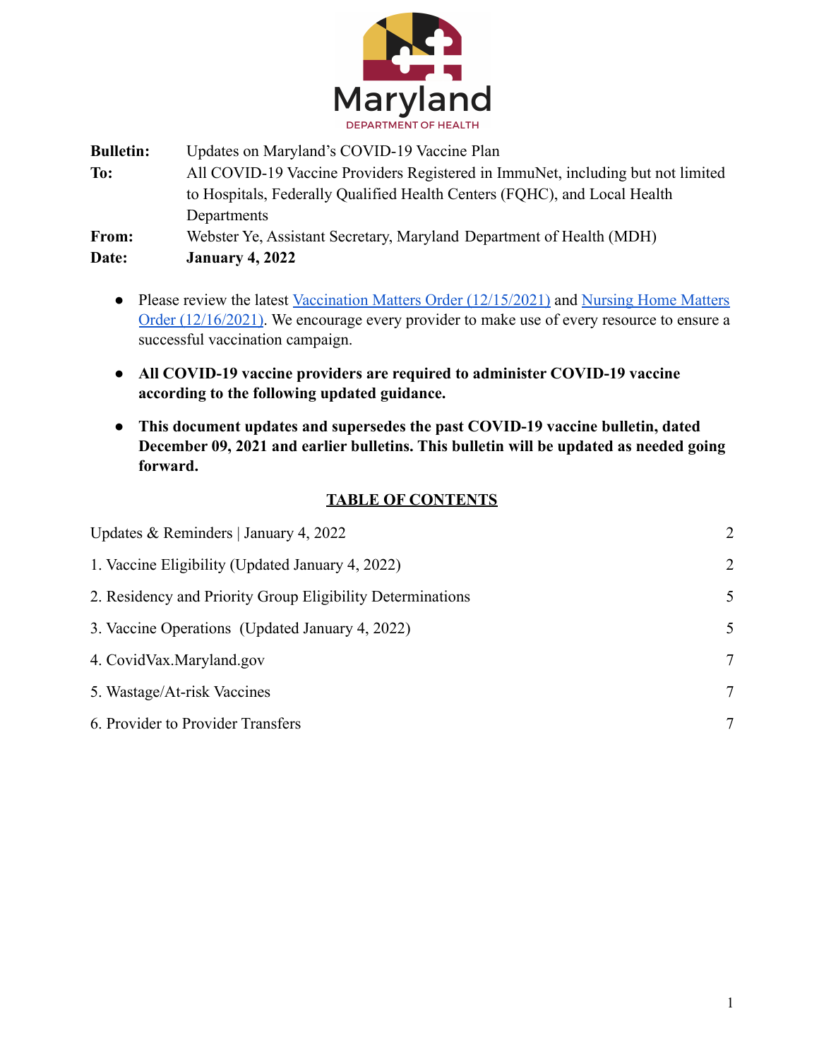Maryland
DEPARTMENT OF HEALTH

| | |
|---|---|
| **Bulletin:** | Updates on Maryland's COVID-19 Vaccine Plan |
| **To:** | All COVID-19 Vaccine Providers Registered in ImmuNet, including but not limited to Hospitals, Federally Qualified Health Centers (FQHC), and Local Health Departments |
| **From:** | Webster Ye, Assistant Secretary, Maryland Department of Health (MDH) |
| **Date:** | **January 4, 2022** |

- Please review the latest [Vaccination Matters Order (12/15/2021)]() and [Nursing Home Matters Order (12/16/2021)](). We encourage every provider to make use of every resource to ensure a successful vaccination campaign.
- **All COVID-19 vaccine providers are required to administer COVID-19 vaccine according to the following updated guidance.**
- **This document updates and supersedes the past COVID-19 vaccine bulletin, dated December 09, 2021 and earlier bulletins. This bulletin will be updated as needed going forward.**

## TABLE OF CONTENTS

| | |
|---|---|
| Updates & Reminders \| January 4, 2022 | 2 |
| 1. Vaccine Eligibility (Updated January 4, 2022) | 2 |
| 2. Residency and Priority Group Eligibility Determinations | 5 |
| 3. Vaccine Operations (Updated January 4, 2022) | 5 |
| 4. CovidVax.Maryland.gov | 7 |
| 5. Wastage/At-risk Vaccines | 7 |
| 6. Provider to Provider Transfers | 7 |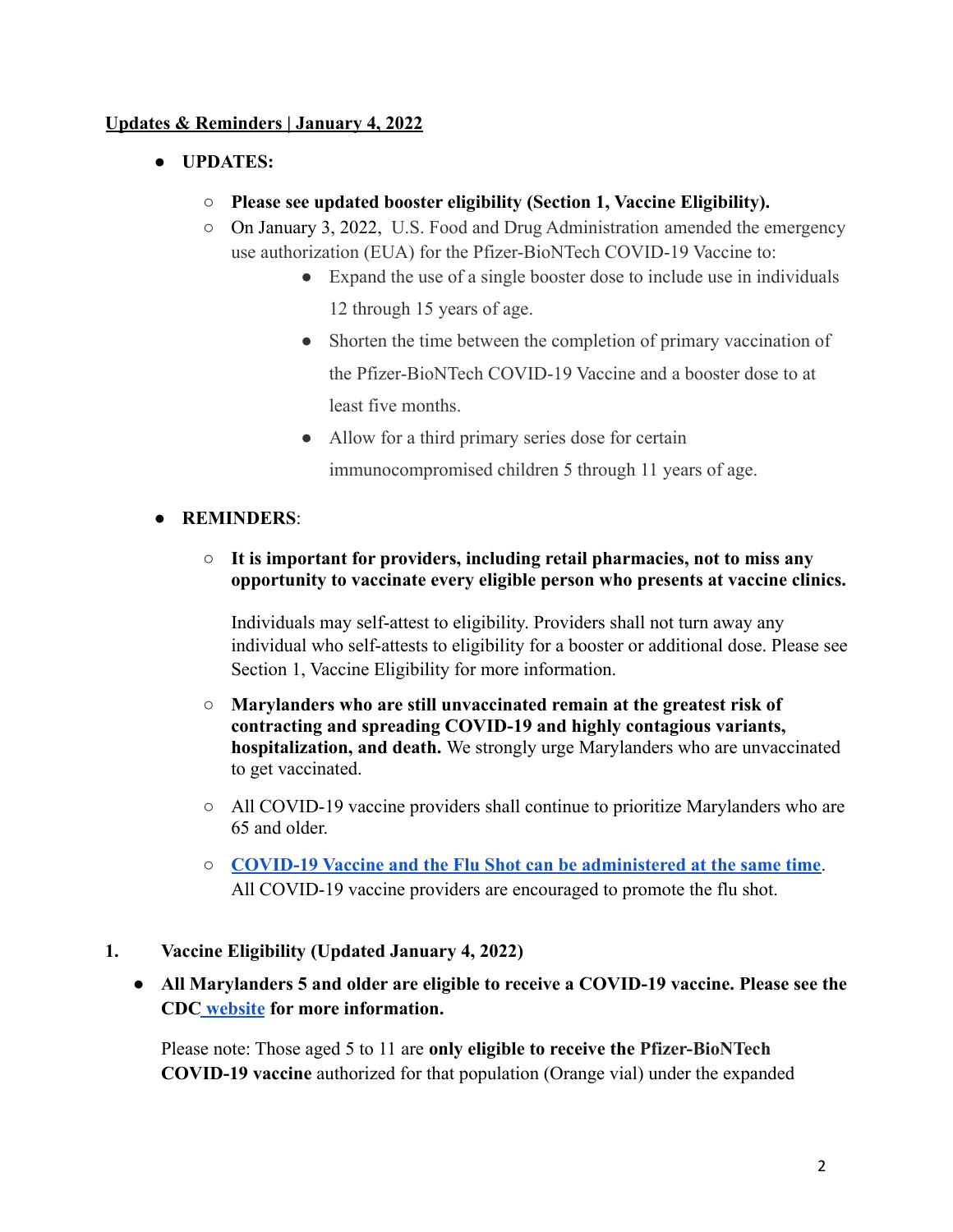**Updates & Reminders | January 4, 2022**

- **UPDATES:**
  - **Please see updated booster eligibility (Section 1, Vaccine Eligibility).**
  - On January 3, 2022, U.S. Food and Drug Administration amended the emergency use authorization (EUA) for the Pfizer-BioNTech COVID-19 Vaccine to:
    - Expand the use of a single booster dose to include use in individuals 12 through 15 years of age.
    - Shorten the time between the completion of primary vaccination of the Pfizer-BioNTech COVID-19 Vaccine and a booster dose to at least five months.
    - Allow for a third primary series dose for certain immunocompromised children 5 through 11 years of age.

- **REMINDERS**:
  - **It is important for providers, including retail pharmacies, not to miss any opportunity to vaccinate every eligible person who presents at vaccine clinics.**

    Individuals may self-attest to eligibility. Providers shall not turn away any individual who self-attests to eligibility for a booster or additional dose. Please see Section 1, Vaccine Eligibility for more information.

  - **Marylanders who are still unvaccinated remain at the greatest risk of contracting and spreading COVID-19 and highly contagious variants, hospitalization, and death.** We strongly urge Marylanders who are unvaccinated to get vaccinated.

  - All COVID-19 vaccine providers shall continue to prioritize Marylanders who are 65 and older.

  - **COVID-19 Vaccine and the Flu Shot can be administered at the same time**. All COVID-19 vaccine providers are encouraged to promote the flu shot.

1. **Vaccine Eligibility (Updated January 4, 2022)**

- **All Marylanders 5 and older are eligible to receive a COVID-19 vaccine. Please see the CDC website for more information.**

  Please note: Those aged 5 to 11 are **only eligible to receive the Pfizer-BioNTech COVID-19 vaccine** authorized for that population (Orange vial) under the expanded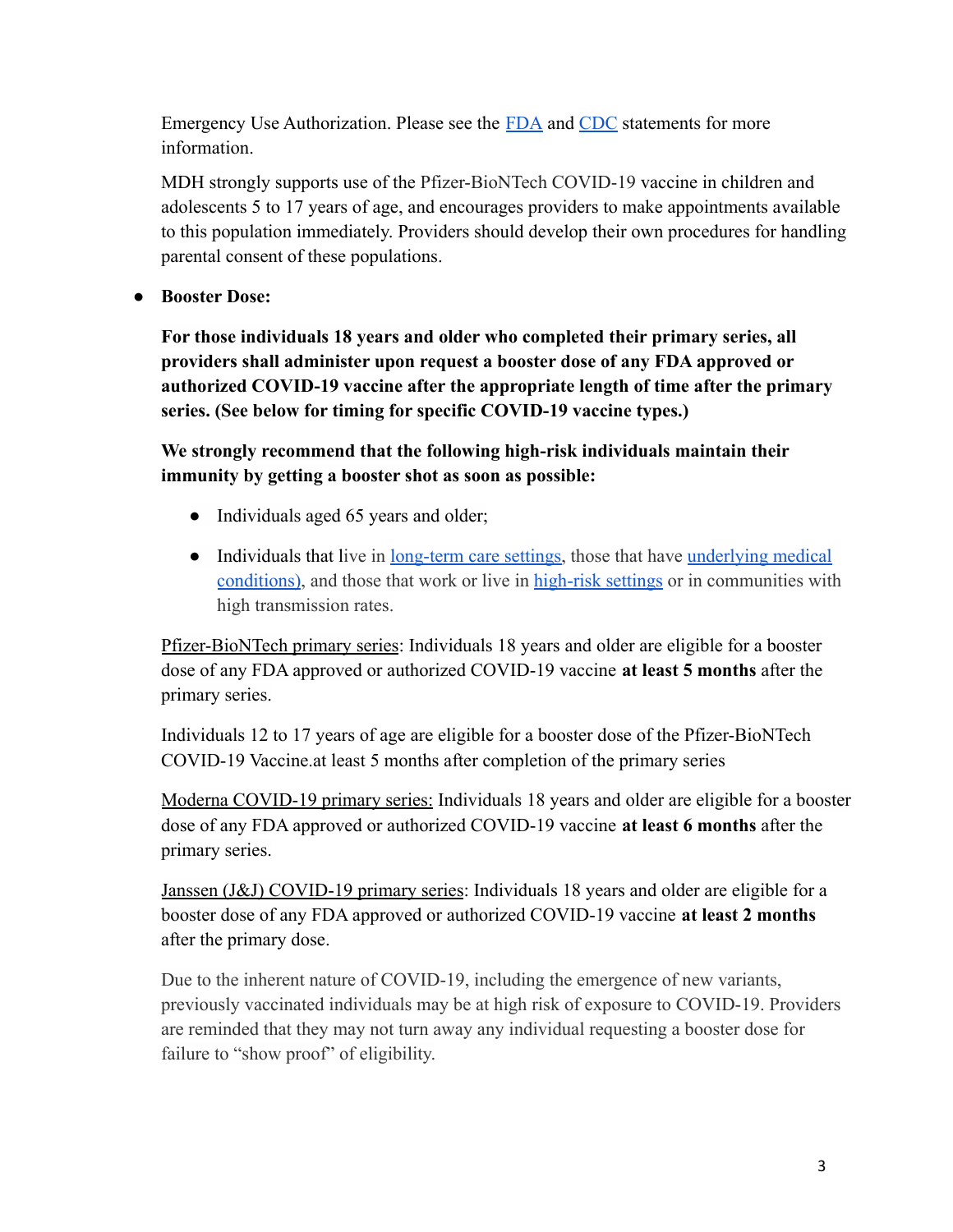Emergency Use Authorization. Please see the [FDA]() and [CDC]() statements for more information.

MDH strongly supports use of the Pfizer-BioNTech COVID-19 vaccine in children and adolescents 5 to 17 years of age, and encourages providers to make appointments available to this population immediately. Providers should develop their own procedures for handling parental consent of these populations.

- **Booster Dose:**

  **For those individuals 18 years and older who completed their primary series, all providers shall administer upon request a booster dose of any FDA approved or authorized COVID-19 vaccine after the appropriate length of time after the primary series. (See below for timing for specific COVID-19 vaccine types.)**

  **We strongly recommend that the following high-risk individuals maintain their immunity by getting a booster shot as soon as possible:**

  - Individuals aged 65 years and older;
  - Individuals that live in long-term care settings, those that have underlying medical conditions), and those that work or live in high-risk settings or in communities with high transmission rates.

  Pfizer-BioNTech primary series: Individuals 18 years and older are eligible for a booster dose of any FDA approved or authorized COVID-19 vaccine **at least 5 months** after the primary series.

  Individuals 12 to 17 years of age are eligible for a booster dose of the Pfizer-BioNTech COVID-19 Vaccine.at least 5 months after completion of the primary series

  Moderna COVID-19 primary series: Individuals 18 years and older are eligible for a booster dose of any FDA approved or authorized COVID-19 vaccine **at least 6 months** after the primary series.

  Janssen (J&J) COVID-19 primary series: Individuals 18 years and older are eligible for a booster dose of any FDA approved or authorized COVID-19 vaccine **at least 2 months** after the primary dose.

  Due to the inherent nature of COVID-19, including the emergence of new variants, previously vaccinated individuals may be at high risk of exposure to COVID-19. Providers are reminded that they may not turn away any individual requesting a booster dose for failure to "show proof" of eligibility.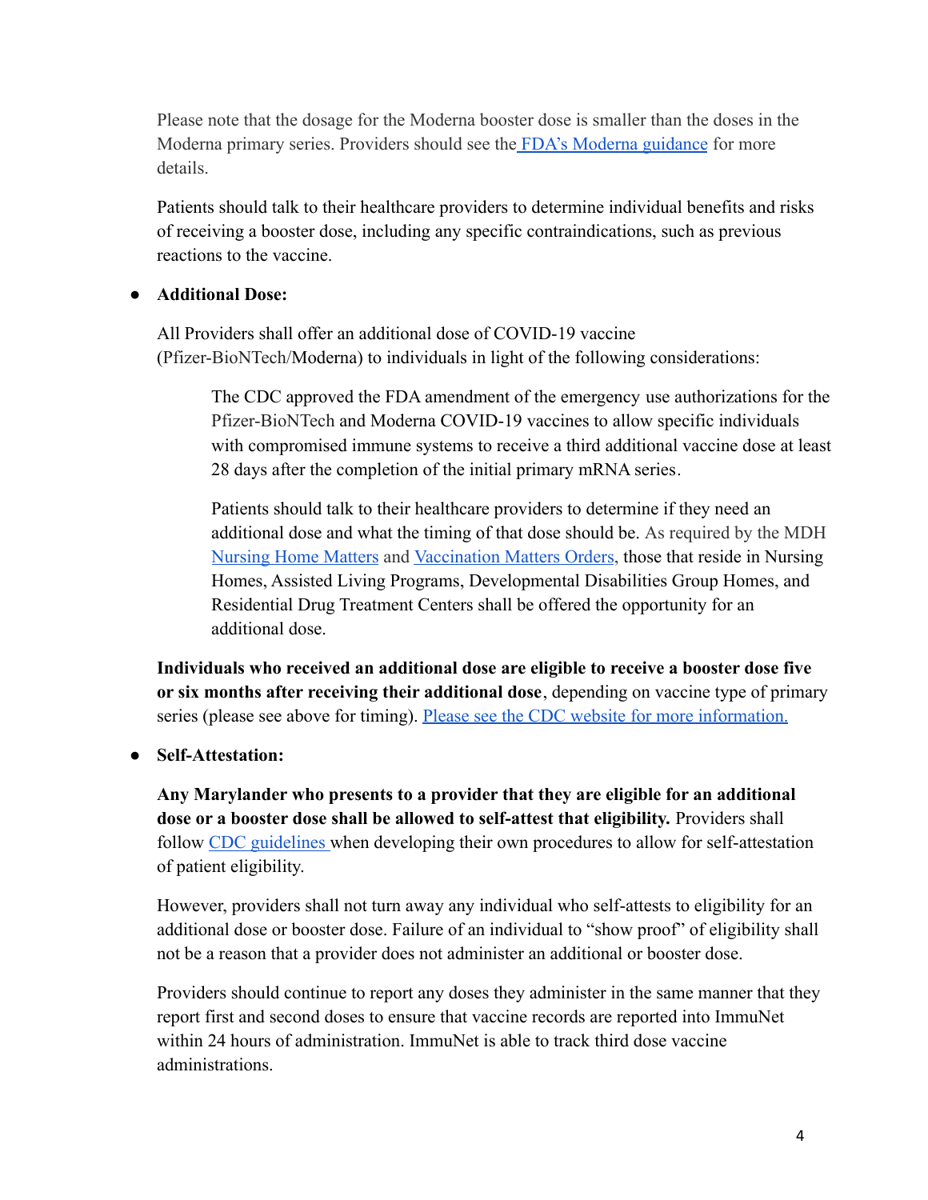Please note that the dosage for the Moderna booster dose is smaller than the doses in the Moderna primary series. Providers should see the [FDA's Moderna guidance]() for more details.

Patients should talk to their healthcare providers to determine individual benefits and risks of receiving a booster dose, including any specific contraindications, such as previous reactions to the vaccine.

- **Additional Dose:**

  All Providers shall offer an additional dose of COVID-19 vaccine (Pfizer-BioNTech/Moderna) to individuals in light of the following considerations:

  > The CDC approved the FDA amendment of the emergency use authorizations for the Pfizer-BioNTech and Moderna COVID-19 vaccines to allow specific individuals with compromised immune systems to receive a third additional vaccine dose at least 28 days after the completion of the initial primary mRNA series.
  >
  > Patients should talk to their healthcare providers to determine if they need an additional dose and what the timing of that dose should be. As required by the MDH [Nursing Home Matters]() and [Vaccination Matters Orders](), those that reside in Nursing Homes, Assisted Living Programs, Developmental Disabilities Group Homes, and Residential Drug Treatment Centers shall be offered the opportunity for an additional dose.

  **Individuals who received an additional dose are eligible to receive a booster dose five or six months after receiving their additional dose**, depending on vaccine type of primary series (please see above for timing). [Please see the CDC website for more information.]()

- **Self-Attestation:**

  **Any Marylander who presents to a provider that they are eligible for an additional dose or a booster dose shall be allowed to self-attest that eligibility.** Providers shall follow [CDC guidelines]() when developing their own procedures to allow for self-attestation of patient eligibility.

  However, providers shall not turn away any individual who self-attests to eligibility for an additional dose or booster dose. Failure of an individual to "show proof" of eligibility shall not be a reason that a provider does not administer an additional or booster dose.

  Providers should continue to report any doses they administer in the same manner that they report first and second doses to ensure that vaccine records are reported into ImmuNet within 24 hours of administration. ImmuNet is able to track third dose vaccine administrations.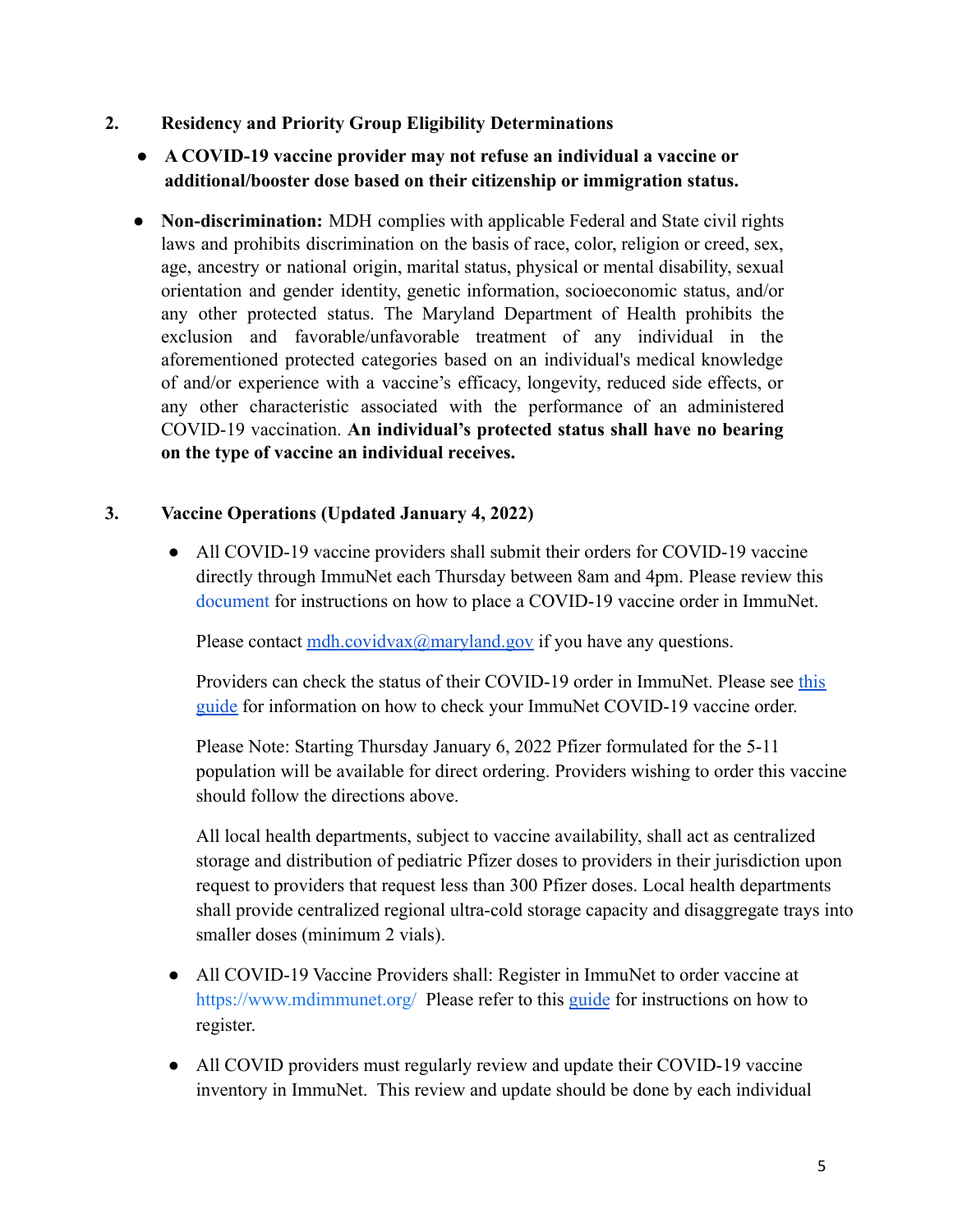2. **Residency and Priority Group Eligibility Determinations**

- **A COVID-19 vaccine provider may not refuse an individual a vaccine or additional/booster dose based on their citizenship or immigration status.**

- **Non-discrimination:** MDH complies with applicable Federal and State civil rights laws and prohibits discrimination on the basis of race, color, religion or creed, sex, age, ancestry or national origin, marital status, physical or mental disability, sexual orientation and gender identity, genetic information, socioeconomic status, and/or any other protected status. The Maryland Department of Health prohibits the exclusion and favorable/unfavorable treatment of any individual in the aforementioned protected categories based on an individual's medical knowledge of and/or experience with a vaccine's efficacy, longevity, reduced side effects, or any other characteristic associated with the performance of an administered COVID-19 vaccination. **An individual's protected status shall have no bearing on the type of vaccine an individual receives.**

3. **Vaccine Operations (Updated January 4, 2022)**

- All COVID-19 vaccine providers shall submit their orders for COVID-19 vaccine directly through ImmuNet each Thursday between 8am and 4pm. Please review this document for instructions on how to place a COVID-19 vaccine order in ImmuNet.

  Please contact mdh.covidvax@maryland.gov if you have any questions.

  Providers can check the status of their COVID-19 order in ImmuNet. Please see this guide for information on how to check your ImmuNet COVID-19 vaccine order.

  Please Note: Starting Thursday January 6, 2022 Pfizer formulated for the 5-11 population will be available for direct ordering. Providers wishing to order this vaccine should follow the directions above.

  All local health departments, subject to vaccine availability, shall act as centralized storage and distribution of pediatric Pfizer doses to providers in their jurisdiction upon request to providers that request less than 300 Pfizer doses. Local health departments shall provide centralized regional ultra-cold storage capacity and disaggregate trays into smaller doses (minimum 2 vials).

- All COVID-19 Vaccine Providers shall: Register in ImmuNet to order vaccine at https://www.mdimmunet.org/ Please refer to this guide for instructions on how to register.

- All COVID providers must regularly review and update their COVID-19 vaccine inventory in ImmuNet. This review and update should be done by each individual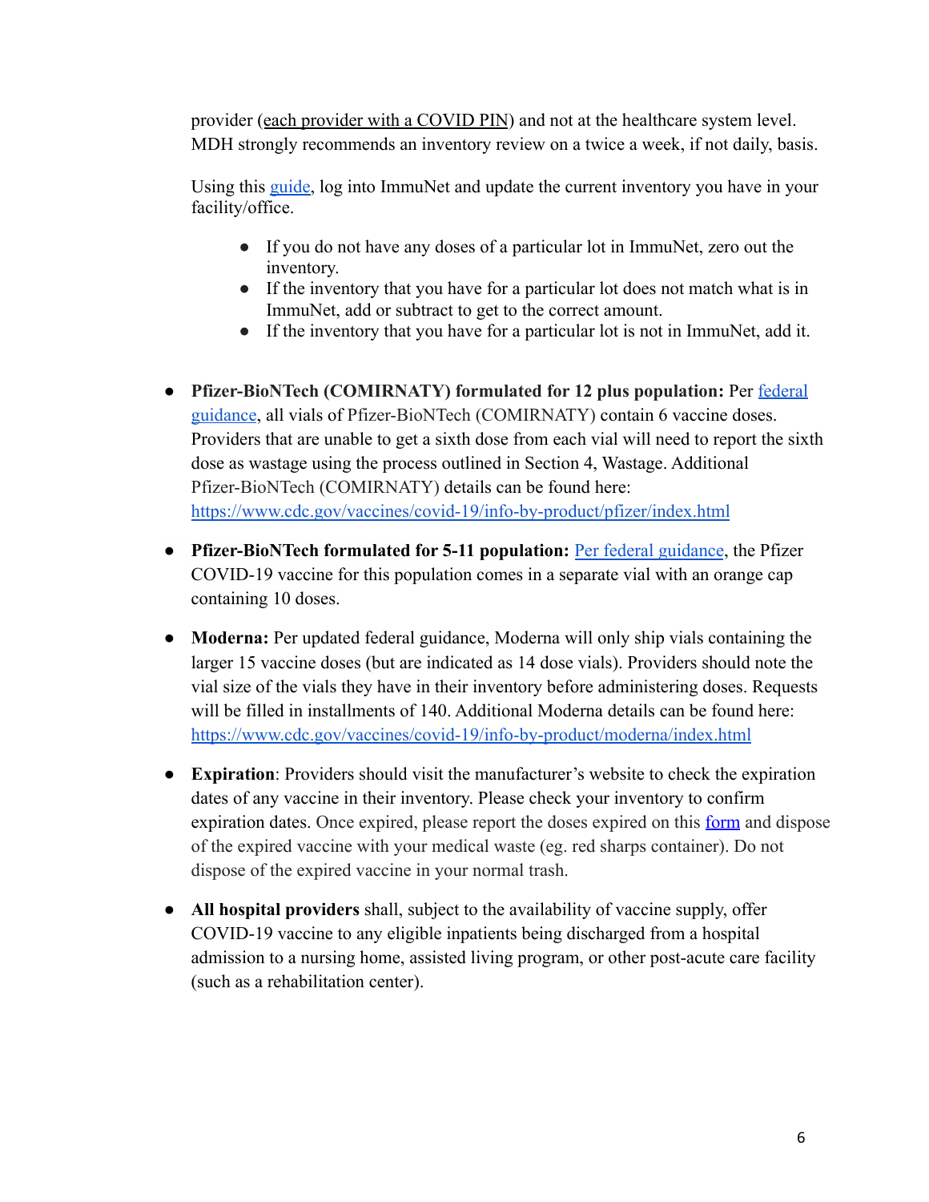provider (each provider with a COVID PIN) and not at the healthcare system level. MDH strongly recommends an inventory review on a twice a week, if not daily, basis.

Using this [guide](), log into ImmuNet and update the current inventory you have in your facility/office.

- If you do not have any doses of a particular lot in ImmuNet, zero out the inventory.
- If the inventory that you have for a particular lot does not match what is in ImmuNet, add or subtract to get to the correct amount.
- If the inventory that you have for a particular lot is not in ImmuNet, add it.

- **Pfizer-BioNTech (COMIRNATY) formulated for 12 plus population:** Per [federal guidance](), all vials of Pfizer-BioNTech (COMIRNATY) contain 6 vaccine doses. Providers that are unable to get a sixth dose from each vial will need to report the sixth dose as wastage using the process outlined in Section 4, Wastage. Additional Pfizer-BioNTech (COMIRNATY) details can be found here: https://www.cdc.gov/vaccines/covid-19/info-by-product/pfizer/index.html

- **Pfizer-BioNTech formulated for 5-11 population:** [Per federal guidance](), the Pfizer COVID-19 vaccine for this population comes in a separate vial with an orange cap containing 10 doses.

- **Moderna:** Per updated federal guidance, Moderna will only ship vials containing the larger 15 vaccine doses (but are indicated as 14 dose vials). Providers should note the vial size of the vials they have in their inventory before administering doses. Requests will be filled in installments of 140. Additional Moderna details can be found here: https://www.cdc.gov/vaccines/covid-19/info-by-product/moderna/index.html

- **Expiration**: Providers should visit the manufacturer's website to check the expiration dates of any vaccine in their inventory. Please check your inventory to confirm expiration dates. Once expired, please report the doses expired on this [form]() and dispose of the expired vaccine with your medical waste (eg. red sharps container). Do not dispose of the expired vaccine in your normal trash.

- **All hospital providers** shall, subject to the availability of vaccine supply, offer COVID-19 vaccine to any eligible inpatients being discharged from a hospital admission to a nursing home, assisted living program, or other post-acute care facility (such as a rehabilitation center).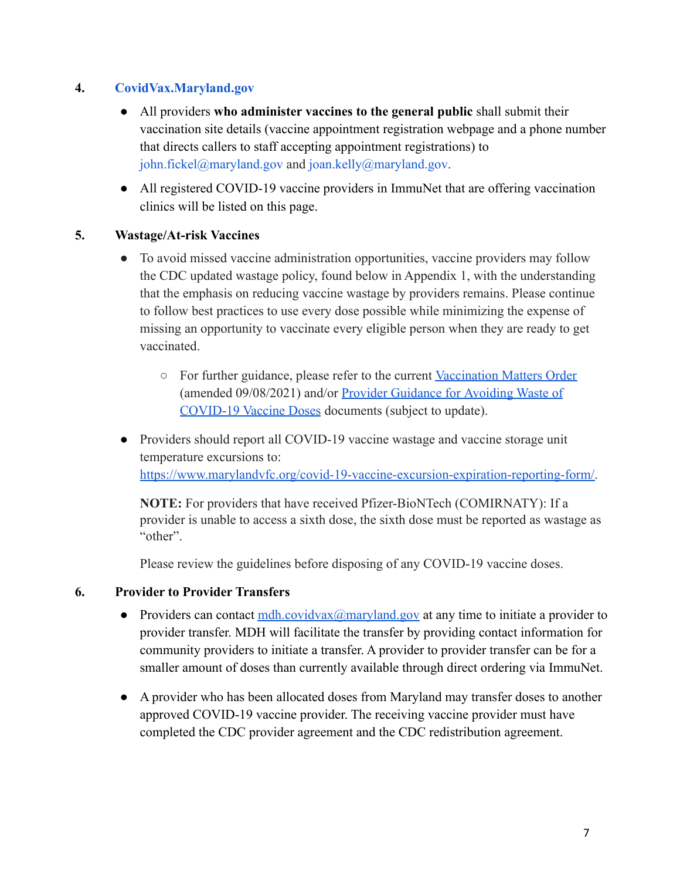## 4. CovidVax.Maryland.gov

- All providers **who administer vaccines to the general public** shall submit their vaccination site details (vaccine appointment registration webpage and a phone number that directs callers to staff accepting appointment registrations) to john.fickel@maryland.gov and joan.kelly@maryland.gov.
- All registered COVID-19 vaccine providers in ImmuNet that are offering vaccination clinics will be listed on this page.

## 5. Wastage/At-risk Vaccines

- To avoid missed vaccine administration opportunities, vaccine providers may follow the CDC updated wastage policy, found below in Appendix 1, with the understanding that the emphasis on reducing vaccine wastage by providers remains. Please continue to follow best practices to use every dose possible while minimizing the expense of missing an opportunity to vaccinate every eligible person when they are ready to get vaccinated.
  - For further guidance, please refer to the current Vaccination Matters Order (amended 09/08/2021) and/or Provider Guidance for Avoiding Waste of COVID-19 Vaccine Doses documents (subject to update).
- Providers should report all COVID-19 vaccine wastage and vaccine storage unit temperature excursions to: https://www.marylandvfc.org/covid-19-vaccine-excursion-expiration-reporting-form/.

  **NOTE:** For providers that have received Pfizer-BioNTech (COMIRNATY): If a provider is unable to access a sixth dose, the sixth dose must be reported as wastage as "other".

  Please review the guidelines before disposing of any COVID-19 vaccine doses.

## 6. Provider to Provider Transfers

- Providers can contact mdh.covidvax@maryland.gov at any time to initiate a provider to provider transfer. MDH will facilitate the transfer by providing contact information for community providers to initiate a transfer. A provider to provider transfer can be for a smaller amount of doses than currently available through direct ordering via ImmuNet.
- A provider who has been allocated doses from Maryland may transfer doses to another approved COVID-19 vaccine provider. The receiving vaccine provider must have completed the CDC provider agreement and the CDC redistribution agreement.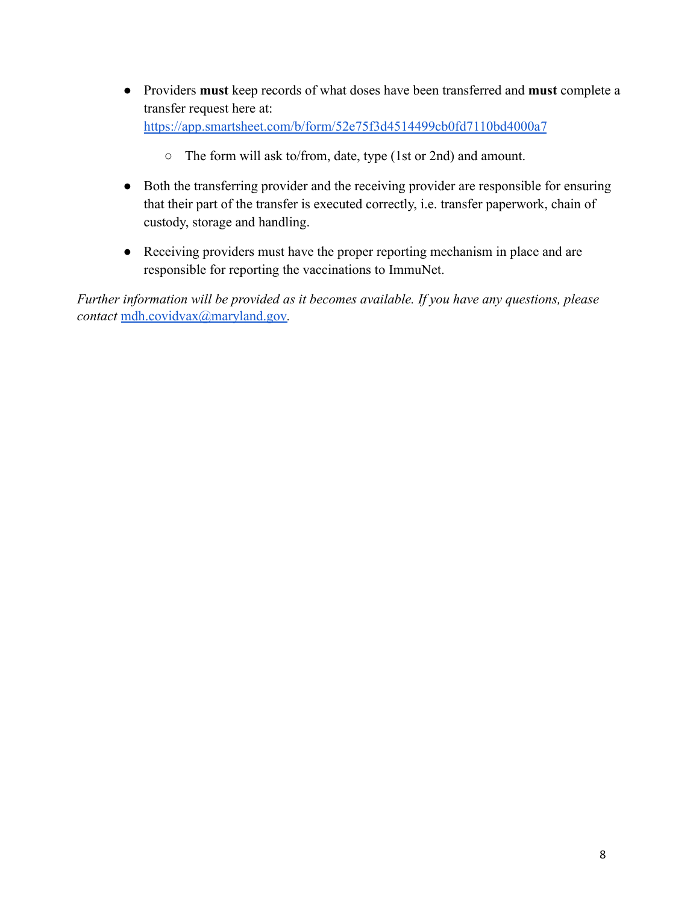- Providers **must** keep records of what doses have been transferred and **must** complete a transfer request here at: [https://app.smartsheet.com/b/form/52e75f3d4514499cb0fd7110bd4000a7](https://app.smartsheet.com/b/form/52e75f3d4514499cb0fd7110bd4000a7)
    - The form will ask to/from, date, type (1st or 2nd) and amount.
- Both the transferring provider and the receiving provider are responsible for ensuring that their part of the transfer is executed correctly, i.e. transfer paperwork, chain of custody, storage and handling.
- Receiving providers must have the proper reporting mechanism in place and are responsible for reporting the vaccinations to ImmuNet.

*Further information will be provided as it becomes available. If you have any questions, please contact* [mdh.covidvax@maryland.gov](mailto:mdh.covidvax@maryland.gov).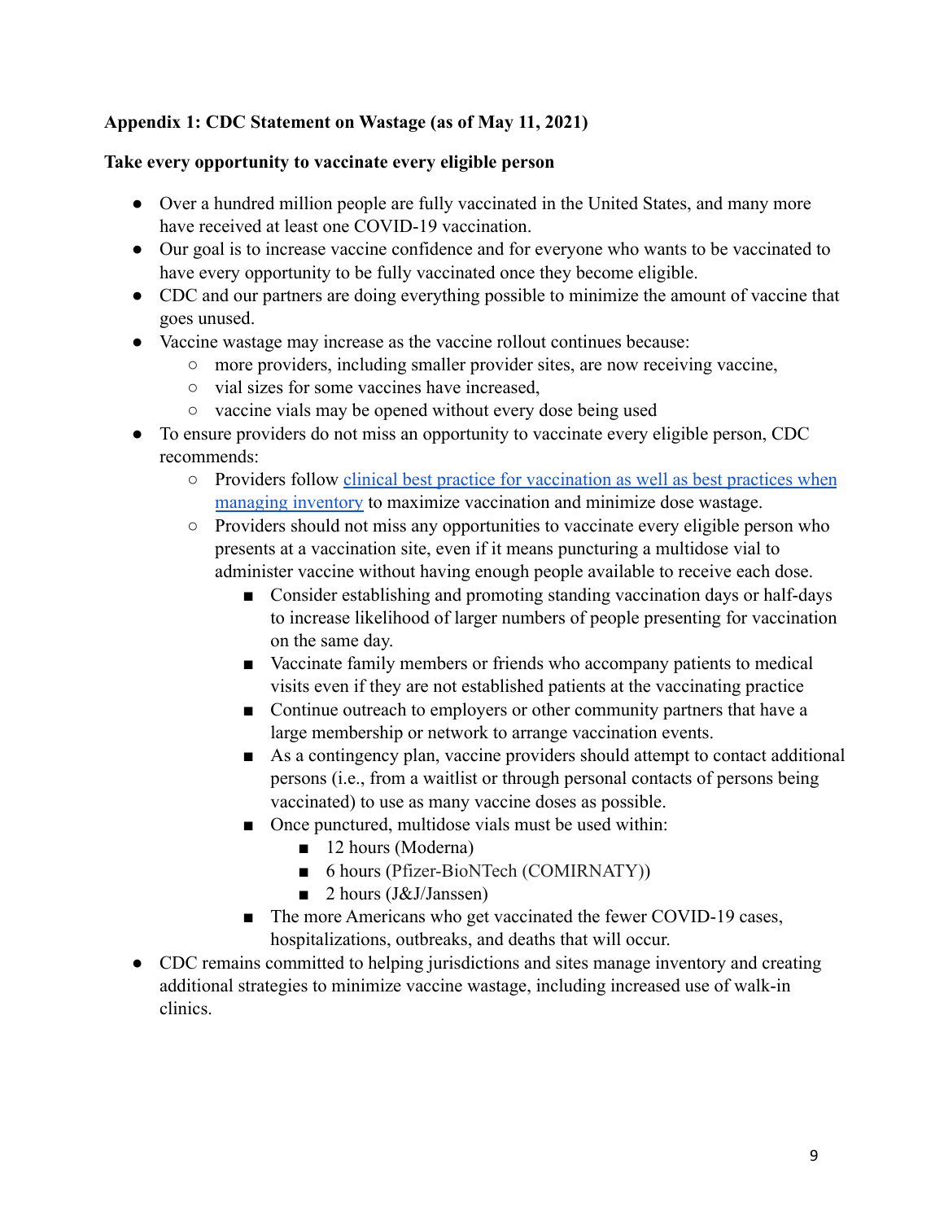**Appendix 1: CDC Statement on Wastage (as of May 11, 2021)**

**Take every opportunity to vaccinate every eligible person**

- Over a hundred million people are fully vaccinated in the United States, and many more have received at least one COVID-19 vaccination.
- Our goal is to increase vaccine confidence and for everyone who wants to be vaccinated to have every opportunity to be fully vaccinated once they become eligible.
- CDC and our partners are doing everything possible to minimize the amount of vaccine that goes unused.
- Vaccine wastage may increase as the vaccine rollout continues because:
  - more providers, including smaller provider sites, are now receiving vaccine,
  - vial sizes for some vaccines have increased,
  - vaccine vials may be opened without every dose being used
- To ensure providers do not miss an opportunity to vaccinate every eligible person, CDC recommends:
  - Providers follow [clinical best practice for vaccination as well as best practices when managing inventory]() to maximize vaccination and minimize dose wastage.
  - Providers should not miss any opportunities to vaccinate every eligible person who presents at a vaccination site, even if it means puncturing a multidose vial to administer vaccine without having enough people available to receive each dose.
    - Consider establishing and promoting standing vaccination days or half-days to increase likelihood of larger numbers of people presenting for vaccination on the same day.
    - Vaccinate family members or friends who accompany patients to medical visits even if they are not established patients at the vaccinating practice
    - Continue outreach to employers or other community partners that have a large membership or network to arrange vaccination events.
    - As a contingency plan, vaccine providers should attempt to contact additional persons (i.e., from a waitlist or through personal contacts of persons being vaccinated) to use as many vaccine doses as possible.
    - Once punctured, multidose vials must be used within:
      - 12 hours (Moderna)
      - 6 hours (Pfizer-BioNTech (COMIRNATY))
      - 2 hours (J&J/Janssen)
    - The more Americans who get vaccinated the fewer COVID-19 cases, hospitalizations, outbreaks, and deaths that will occur.
- CDC remains committed to helping jurisdictions and sites manage inventory and creating additional strategies to minimize vaccine wastage, including increased use of walk-in clinics.